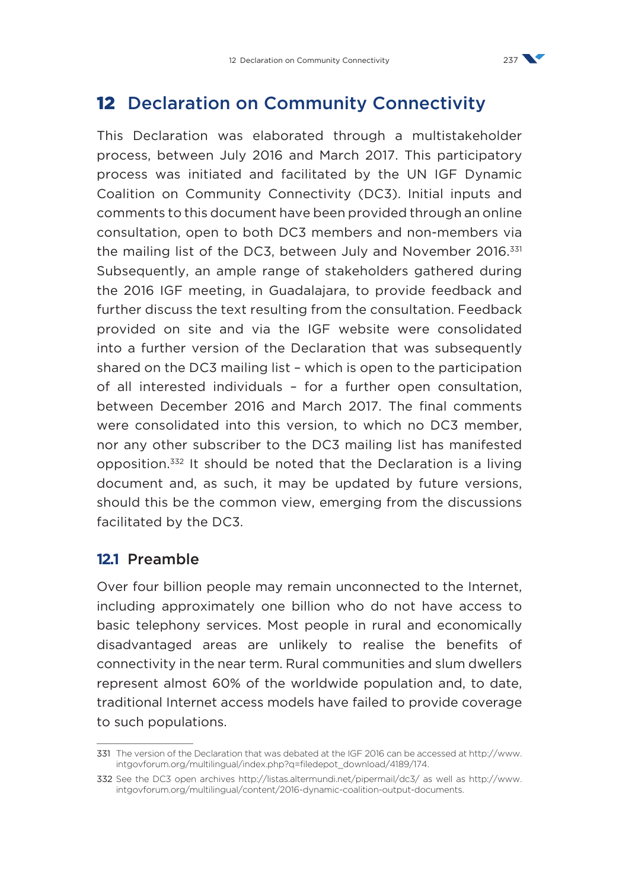# 12 Declaration on Community Connectivity

This Declaration was elaborated through a multistakeholder process, between July 2016 and March 2017. This participatory process was initiated and facilitated by the UN IGF Dynamic Coalition on Community Connectivity (DC3). Initial inputs and comments to this document have been provided through an online consultation, open to both DC3 members and non-members via the mailing list of the DC3, between July and November 2016.[331] Subsequently, an ample range of stakeholders gathered during the 2016 IGF meeting, in Guadalajara, to provide feedback and further discuss the text resulting from the consultation. Feedback provided on site and via the IGF website were consolidated into a further version of the Declaration that was subsequently shared on the DC3 mailing list – which is open to the participation of all interested individuals – for a further open consultation, between December 2016 and March 2017. The final comments were consolidated into this version, to which no DC3 member, nor any other subscriber to the DC3 mailing list has manifested opposition.[332] It should be noted that the Declaration is a living document and, as such, it may be updated by future versions, should this be the common view, emerging from the discussions facilitated by the DC3.

## 12.1 Preamble

Over four billion people may remain unconnected to the Internet, including approximately one billion who do not have access to basic telephony services. Most people in rural and economically disadvantaged areas are unlikely to realise the benefits of connectivity in the near term. Rural communities and slum dwellers represent almost 60% of the worldwide population and, to date, traditional Internet access models have failed to provide coverage to such populations.

---

331 The version of the Declaration that was debated at the IGF 2016 can be accessed at http://www.intgovforum.org/multilingual/index.php?q=filedepot_download/4189/174.

332 See the DC3 open archives http://listas.altermundi.net/pipermail/dc3/ as well as http://www.intgovforum.org/multilingual/content/2016-dynamic-coalition-output-documents.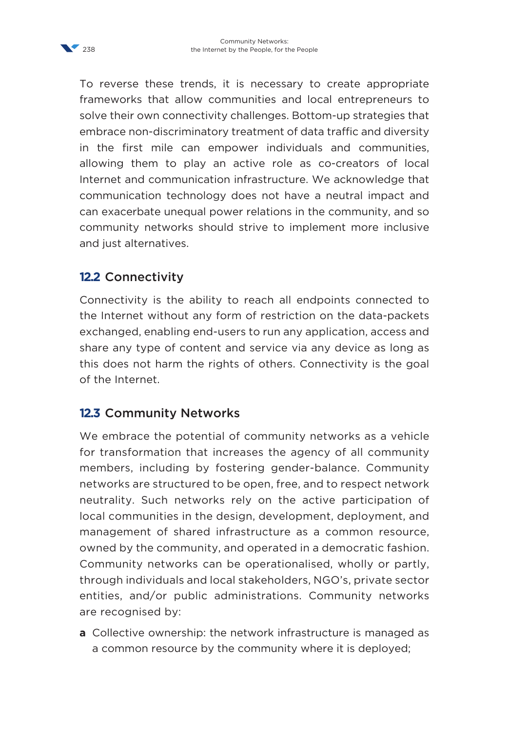To reverse these trends, it is necessary to create appropriate frameworks that allow communities and local entrepreneurs to solve their own connectivity challenges. Bottom-up strategies that embrace non-discriminatory treatment of data traffic and diversity in the first mile can empower individuals and communities, allowing them to play an active role as co-creators of local Internet and communication infrastructure. We acknowledge that communication technology does not have a neutral impact and can exacerbate unequal power relations in the community, and so community networks should strive to implement more inclusive and just alternatives.

## 12.2 Connectivity

Connectivity is the ability to reach all endpoints connected to the Internet without any form of restriction on the data-packets exchanged, enabling end-users to run any application, access and share any type of content and service via any device as long as this does not harm the rights of others. Connectivity is the goal of the Internet.

## 12.3 Community Networks

We embrace the potential of community networks as a vehicle for transformation that increases the agency of all community members, including by fostering gender-balance. Community networks are structured to be open, free, and to respect network neutrality. Such networks rely on the active participation of local communities in the design, development, deployment, and management of shared infrastructure as a common resource, owned by the community, and operated in a democratic fashion. Community networks can be operationalised, wholly or partly, through individuals and local stakeholders, NGO's, private sector entities, and/or public administrations. Community networks are recognised by:

**a** Collective ownership: the network infrastructure is managed as a common resource by the community where it is deployed;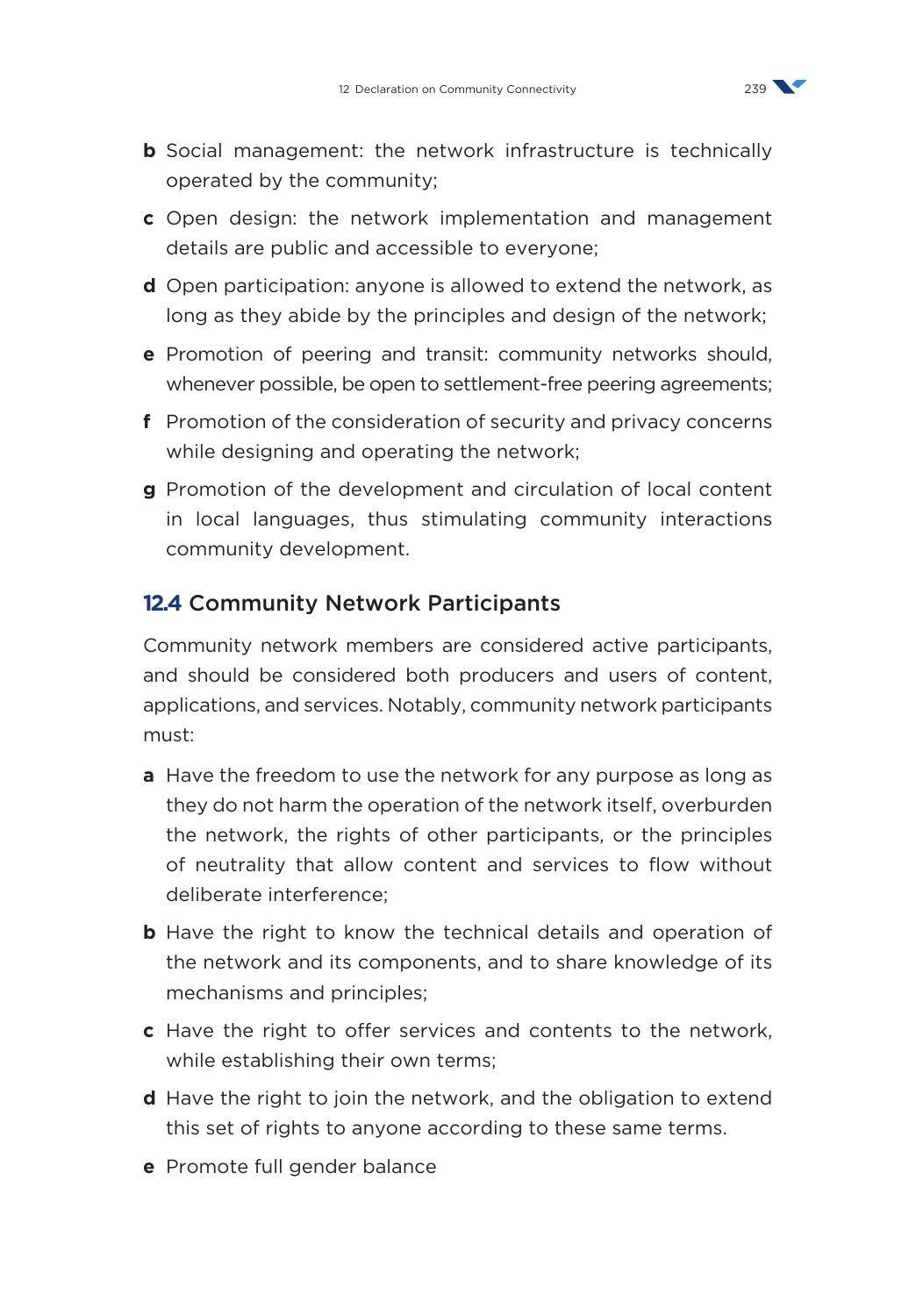**b** Social management: the network infrastructure is technically operated by the community;

**c** Open design: the network implementation and management details are public and accessible to everyone;

**d** Open participation: anyone is allowed to extend the network, as long as they abide by the principles and design of the network;

**e** Promotion of peering and transit: community networks should, whenever possible, be open to settlement-free peering agreements;

**f** Promotion of the consideration of security and privacy concerns while designing and operating the network;

**g** Promotion of the development and circulation of local content in local languages, thus stimulating community interactions community development.

## 12.4 Community Network Participants

Community network members are considered active participants, and should be considered both producers and users of content, applications, and services. Notably, community network participants must:

**a** Have the freedom to use the network for any purpose as long as they do not harm the operation of the network itself, overburden the network, the rights of other participants, or the principles of neutrality that allow content and services to flow without deliberate interference;

**b** Have the right to know the technical details and operation of the network and its components, and to share knowledge of its mechanisms and principles;

**c** Have the right to offer services and contents to the network, while establishing their own terms;

**d** Have the right to join the network, and the obligation to extend this set of rights to anyone according to these same terms.

**e** Promote full gender balance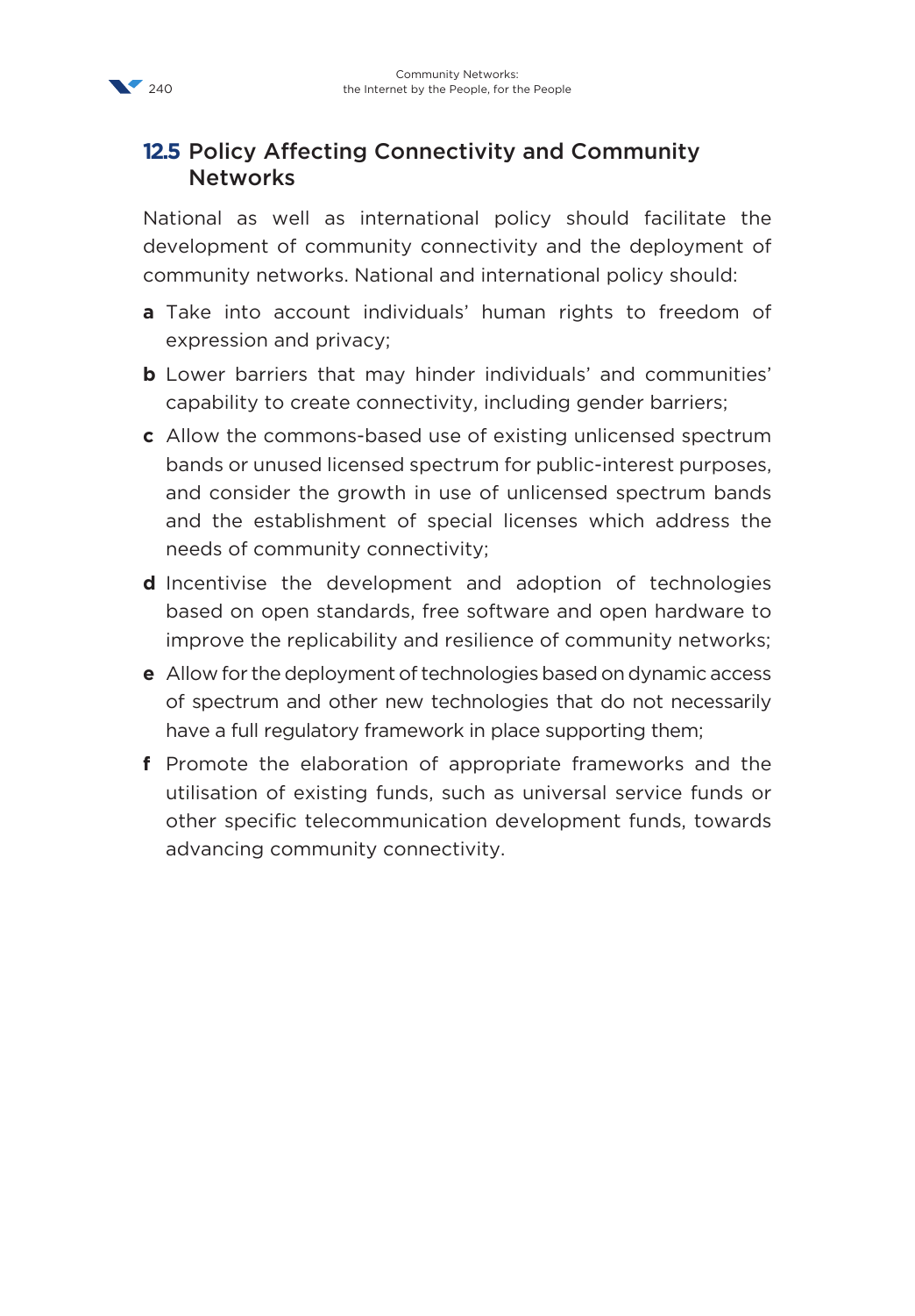## 12.5 Policy Affecting Connectivity and Community Networks

National as well as international policy should facilitate the development of community connectivity and the deployment of community networks. National and international policy should:

- **a** Take into account individuals' human rights to freedom of expression and privacy;
- **b** Lower barriers that may hinder individuals' and communities' capability to create connectivity, including gender barriers;
- **c** Allow the commons-based use of existing unlicensed spectrum bands or unused licensed spectrum for public-interest purposes, and consider the growth in use of unlicensed spectrum bands and the establishment of special licenses which address the needs of community connectivity;
- **d** Incentivise the development and adoption of technologies based on open standards, free software and open hardware to improve the replicability and resilience of community networks;
- **e** Allow for the deployment of technologies based on dynamic access of spectrum and other new technologies that do not necessarily have a full regulatory framework in place supporting them;
- **f** Promote the elaboration of appropriate frameworks and the utilisation of existing funds, such as universal service funds or other specific telecommunication development funds, towards advancing community connectivity.